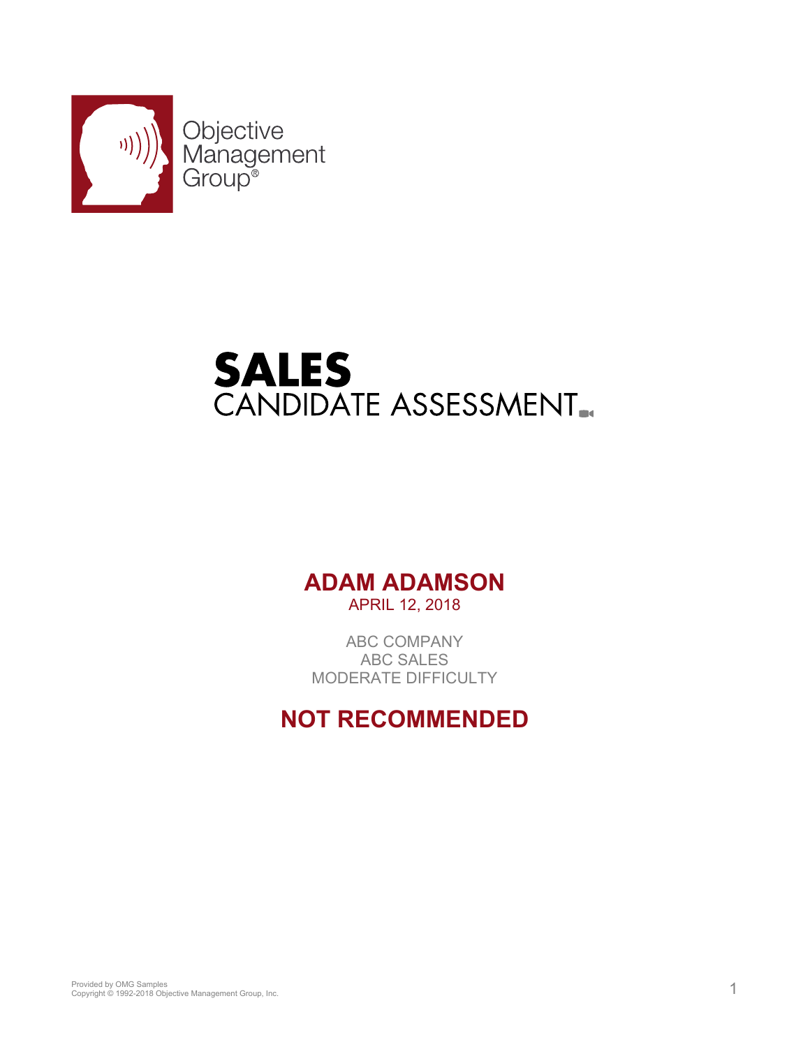Objective Management Group®

# SALES
## CANDIDATE ASSESSMENT

**ADAM ADAMSON**
APRIL 12, 2018

ABC COMPANY
ABC SALES
MODERATE DIFFICULTY

**NOT RECOMMENDED**

Provided by OMG Samples
Copyright © 1992-2018 Objective Management Group, Inc.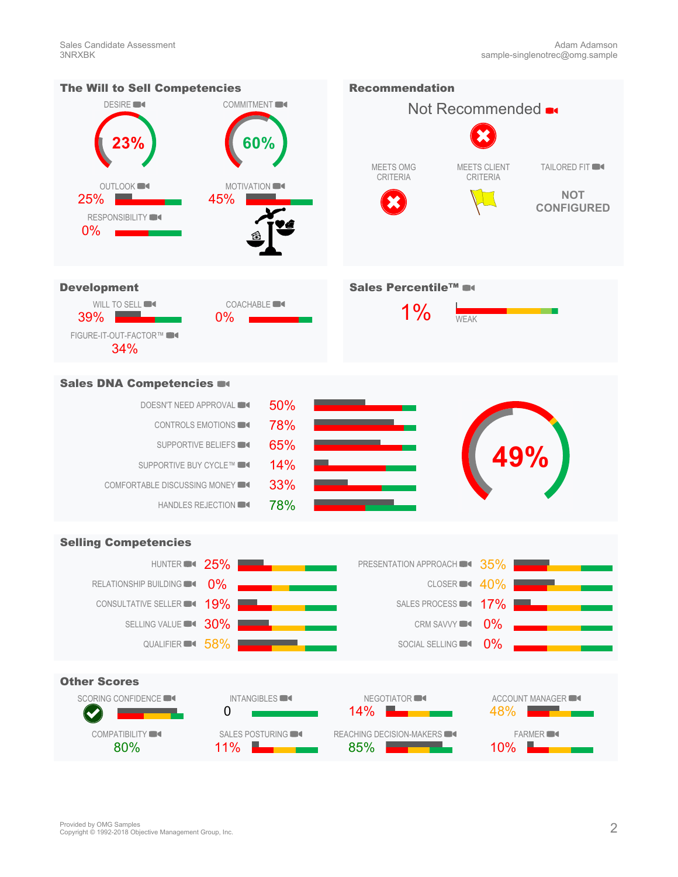## The Will to Sell Competencies

DESIRE: 23%

COMMITMENT: 60%

OUTLOOK: 25%

MOTIVATION: 45%

RESPONSIBILITY: 0%

## Recommendation

Not Recommended

| MEETS OMG CRITERIA | MEETS CLIENT CRITERIA | TAILORED FIT |
|---|---|---|
| | | NOT CONFIGURED |

## Development

WILL TO SELL: 39%

COACHABLE: 0%

FIGURE-IT-OUT-FACTOR™: 34%

## Sales Percentile™

1%

WEAK

## Sales DNA Competencies

| Competency | Score |
|---|---|
| DOESN'T NEED APPROVAL | 50% |
| CONTROLS EMOTIONS | 78% |
| SUPPORTIVE BELIEFS | 65% |
| SUPPORTIVE BUY CYCLE™ | 14% |
| COMFORTABLE DISCUSSING MONEY | 33% |
| HANDLES REJECTION | 78% |

Overall: 49%

## Selling Competencies

| Competency | Score |
|---|---|
| HUNTER | 25% |
| RELATIONSHIP BUILDING | 0% |
| CONSULTATIVE SELLER | 19% |
| SELLING VALUE | 30% |
| QUALIFIER | 58% |
| PRESENTATION APPROACH | 35% |
| CLOSER | 40% |
| SALES PROCESS | 17% |
| CRM SAVVY | 0% |
| SOCIAL SELLING | 0% |

## Other Scores

| Score | Value |
|---|---|
| SCORING CONFIDENCE | ✔ |
| INTANGIBLES | 0 |
| NEGOTIATOR | 14% |
| ACCOUNT MANAGER | 48% |
| COMPATIBILITY | 80% |
| SALES POSTURING | 11% |
| REACHING DECISION-MAKERS | 85% |
| FARMER | 10% |

Provided by OMG Samples
Copyright © 1992-2018 Objective Management Group, Inc.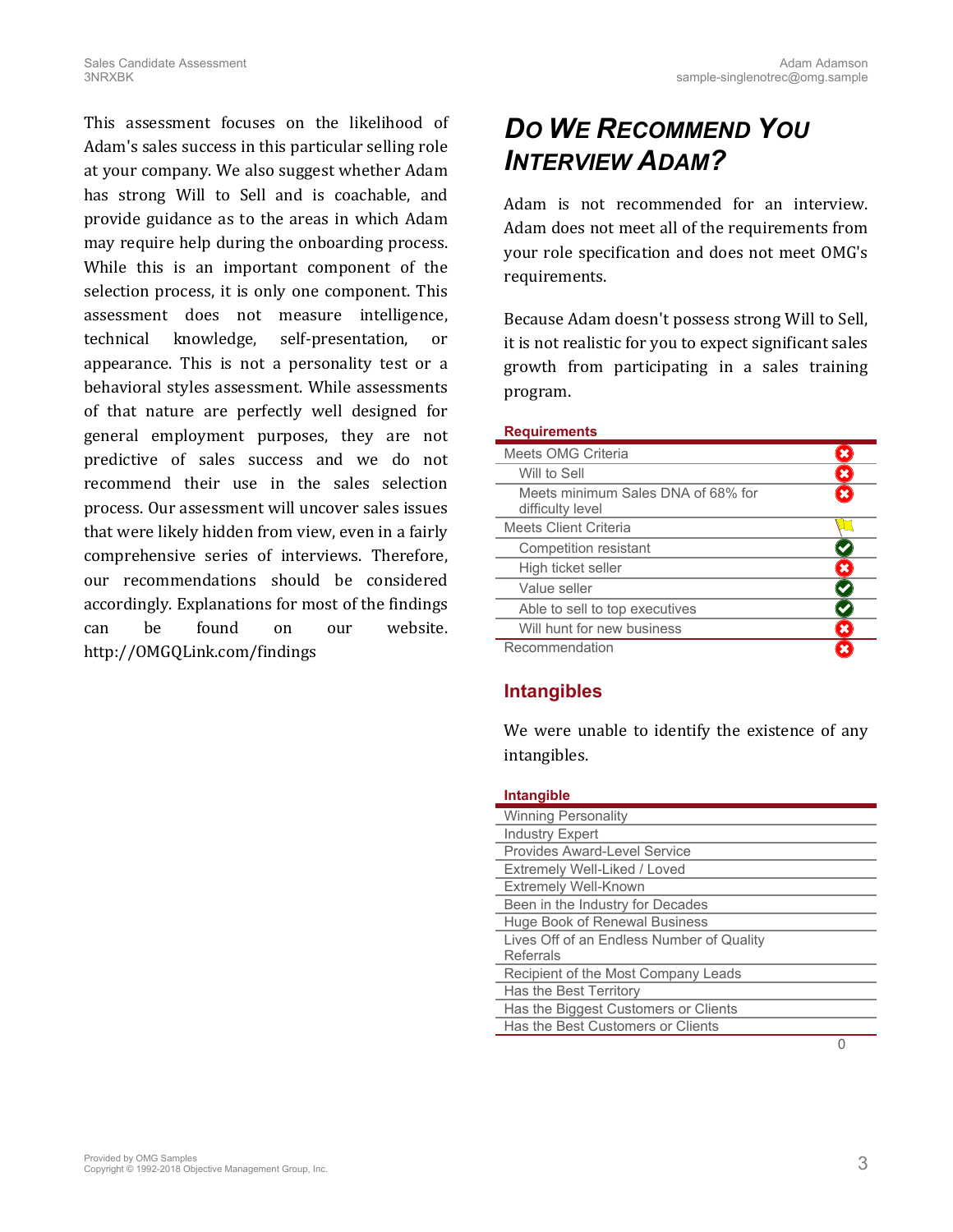This assessment focuses on the likelihood of Adam's sales success in this particular selling role at your company. We also suggest whether Adam has strong Will to Sell and is coachable, and provide guidance as to the areas in which Adam may require help during the onboarding process. While this is an important component of the selection process, it is only one component. This assessment does not measure intelligence, technical knowledge, self-presentation, or appearance. This is not a personality test or a behavioral styles assessment. While assessments of that nature are perfectly well designed for general employment purposes, they are not predictive of sales success and we do not recommend their use in the sales selection process. Our assessment will uncover sales issues that were likely hidden from view, even in a fairly comprehensive series of interviews. Therefore, our recommendations should be considered accordingly. Explanations for most of the findings can be found on our website. http://OMGQLink.com/findings

## *Do We Recommend You Interview Adam?*

Adam is not recommended for an interview. Adam does not meet all of the requirements from your role specification and does not meet OMG's requirements.

Because Adam doesn't possess strong Will to Sell, it is not realistic for you to expect significant sales growth from participating in a sales training program.

| Requirements | |
|---|---|
| Meets OMG Criteria | ✗ |
| Will to Sell | ✗ |
| Meets minimum Sales DNA of 68% for difficulty level | ✗ |
| Meets Client Criteria | Flag |
| Competition resistant | ✓ |
| High ticket seller | ✗ |
| Value seller | ✓ |
| Able to sell to top executives | ✓ |
| Will hunt for new business | ✗ |
| Recommendation | ✗ |

### Intangibles

We were unable to identify the existence of any intangibles.

| Intangible | |
|---|---|
| Winning Personality | |
| Industry Expert | |
| Provides Award-Level Service | |
| Extremely Well-Liked / Loved | |
| Extremely Well-Known | |
| Been in the Industry for Decades | |
| Huge Book of Renewal Business | |
| Lives Off of an Endless Number of Quality Referrals | |
| Recipient of the Most Company Leads | |
| Has the Best Territory | |
| Has the Biggest Customers or Clients | |
| Has the Best Customers or Clients | |
| | 0 |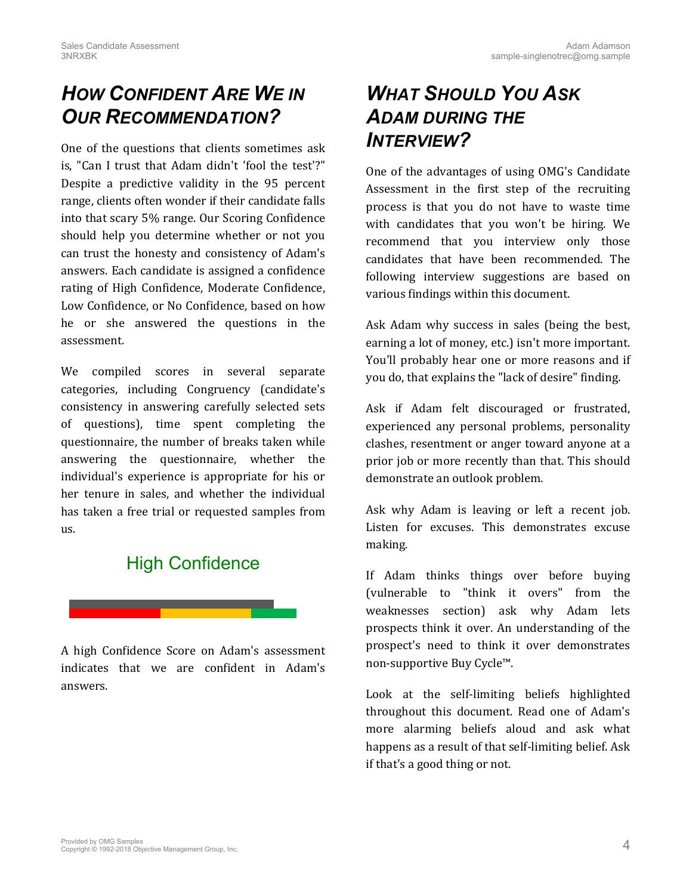## How Confident Are We in Our Recommendation?

One of the questions that clients sometimes ask is, "Can I trust that Adam didn't 'fool the test'?" Despite a predictive validity in the 95 percent range, clients often wonder if their candidate falls into that scary 5% range. Our Scoring Confidence should help you determine whether or not you can trust the honesty and consistency of Adam's answers. Each candidate is assigned a confidence rating of High Confidence, Moderate Confidence, Low Confidence, or No Confidence, based on how he or she answered the questions in the assessment.

We compiled scores in several separate categories, including Congruency (candidate's consistency in answering carefully selected sets of questions), time spent completing the questionnaire, the number of breaks taken while answering the questionnaire, whether the individual's experience is appropriate for his or her tenure in sales, and whether the individual has taken a free trial or requested samples from us.

High Confidence

A high Confidence Score on Adam's assessment indicates that we are confident in Adam's answers.

## What Should You Ask Adam during the Interview?

One of the advantages of using OMG's Candidate Assessment in the first step of the recruiting process is that you do not have to waste time with candidates that you won't be hiring. We recommend that you interview only those candidates that have been recommended. The following interview suggestions are based on various findings within this document.

Ask Adam why success in sales (being the best, earning a lot of money, etc.) isn't more important. You'll probably hear one or more reasons and if you do, that explains the "lack of desire" finding.

Ask if Adam felt discouraged or frustrated, experienced any personal problems, personality clashes, resentment or anger toward anyone at a prior job or more recently than that. This should demonstrate an outlook problem.

Ask why Adam is leaving or left a recent job. Listen for excuses. This demonstrates excuse making.

If Adam thinks things over before buying (vulnerable to "think it overs" from the weaknesses section) ask why Adam lets prospects think it over. An understanding of the prospect's need to think it over demonstrates non-supportive Buy Cycle™.

Look at the self-limiting beliefs highlighted throughout this document. Read one of Adam's more alarming beliefs aloud and ask what happens as a result of that self-limiting belief. Ask if that's a good thing or not.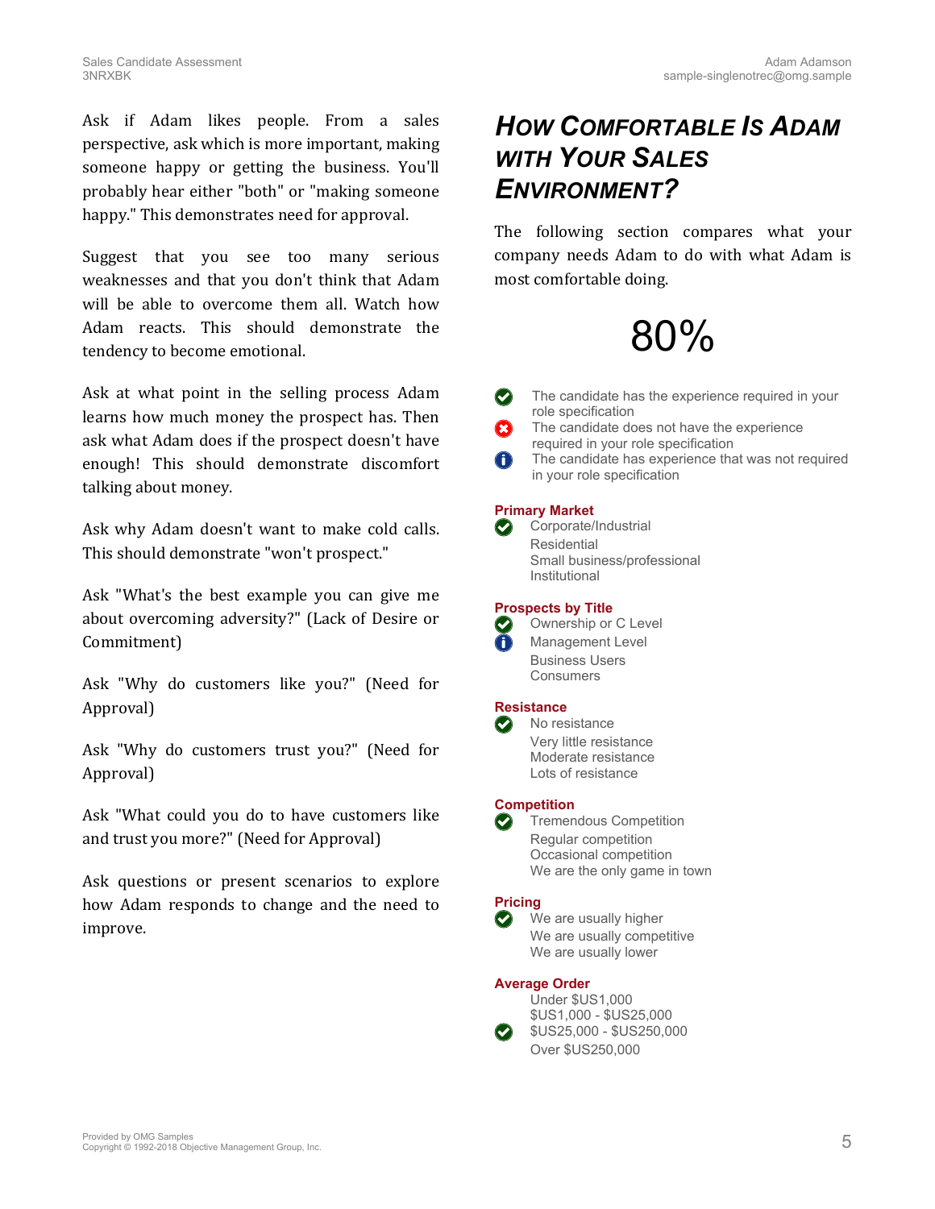Ask if Adam likes people. From a sales perspective, ask which is more important, making someone happy or getting the business. You'll probably hear either "both" or "making someone happy." This demonstrates need for approval.

Suggest that you see too many serious weaknesses and that you don't think that Adam will be able to overcome them all. Watch how Adam reacts. This should demonstrate the tendency to become emotional.

Ask at what point in the selling process Adam learns how much money the prospect has. Then ask what Adam does if the prospect doesn't have enough! This should demonstrate discomfort talking about money.

Ask why Adam doesn't want to make cold calls. This should demonstrate "won't prospect."

Ask "What's the best example you can give me about overcoming adversity?" (Lack of Desire or Commitment)

Ask "Why do customers like you?" (Need for Approval)

Ask "Why do customers trust you?" (Need for Approval)

Ask "What could you do to have customers like and trust you more?" (Need for Approval)

Ask questions or present scenarios to explore how Adam responds to change and the need to improve.

## How Comfortable Is Adam with Your Sales Environment?

The following section compares what your company needs Adam to do with what Adam is most comfortable doing.

80%

- ✔ The candidate has the experience required in your role specification
- ✖ The candidate does not have the experience required in your role specification
- ℹ The candidate has experience that was not required in your role specification

**Primary Market**

- ✔ Corporate/Industrial
- Residential
- Small business/professional
- Institutional

**Prospects by Title**

- ✔ Ownership or C Level
- ℹ Management Level
- Business Users
- Consumers

**Resistance**

- ✔ No resistance
- Very little resistance
- Moderate resistance
- Lots of resistance

**Competition**

- ✔ Tremendous Competition
- Regular competition
- Occasional competition
- We are the only game in town

**Pricing**

- ✔ We are usually higher
- We are usually competitive
- We are usually lower

**Average Order**

- Under $US1,000
- $US1,000 - $US25,000
- ✔ $US25,000 - $US250,000
- Over $US250,000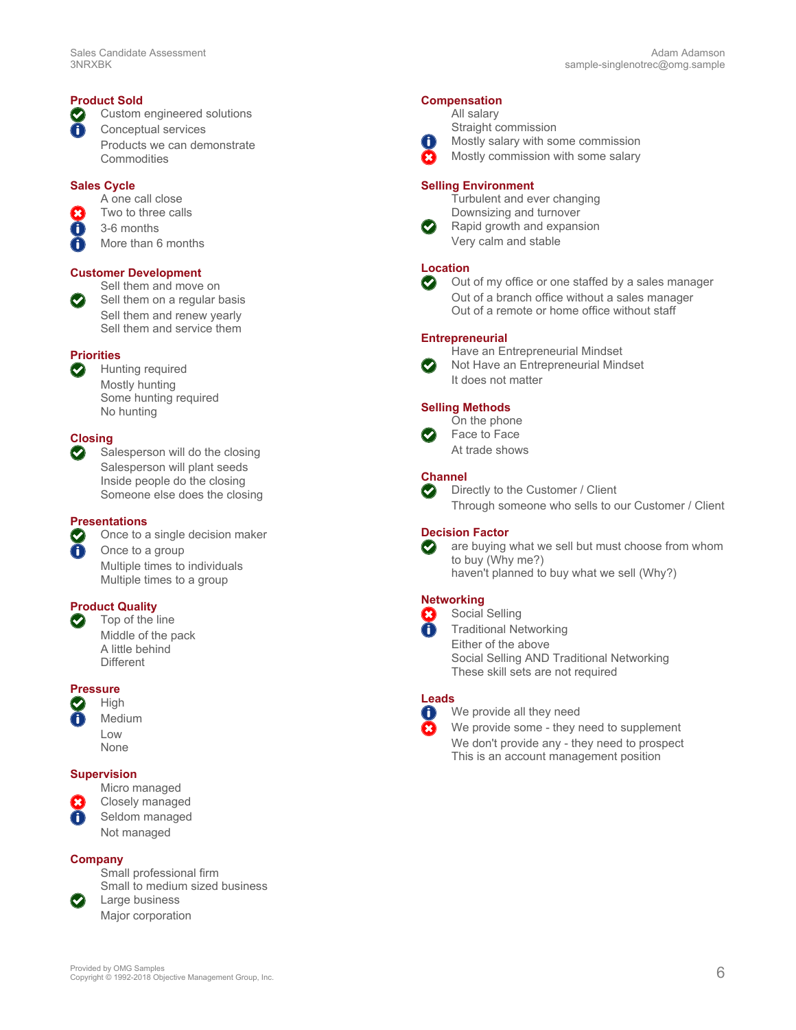## Product Sold

- ✅ Custom engineered solutions
- ℹ️ Conceptual services
- Products we can demonstrate
- Commodities

## Sales Cycle

- A one call close
- ❌ Two to three calls
- ℹ️ 3-6 months
- ℹ️ More than 6 months

## Customer Development

- Sell them and move on
- ✅ Sell them on a regular basis
- Sell them and renew yearly
- Sell them and service them

## Priorities

- ✅ Hunting required
- Mostly hunting
- Some hunting required
- No hunting

## Closing

- ✅ Salesperson will do the closing
- Salesperson will plant seeds
- Inside people do the closing
- Someone else does the closing

## Presentations

- ✅ Once to a single decision maker
- ℹ️ Once to a group
- Multiple times to individuals
- Multiple times to a group

## Product Quality

- ✅ Top of the line
- Middle of the pack
- A little behind
- Different

## Pressure

- ✅ High
- ℹ️ Medium
- Low
- None

## Supervision

- Micro managed
- ❌ Closely managed
- ℹ️ Seldom managed
- Not managed

## Company

- Small professional firm
- Small to medium sized business
- ✅ Large business
- Major corporation

## Compensation

- All salary
- Straight commission
- ℹ️ Mostly salary with some commission
- ❌ Mostly commission with some salary

## Selling Environment

- Turbulent and ever changing
- Downsizing and turnover
- ✅ Rapid growth and expansion
- Very calm and stable

## Location

- ✅ Out of my office or one staffed by a sales manager
- Out of a branch office without a sales manager
- Out of a remote or home office without staff

## Entrepreneurial

- Have an Entrepreneurial Mindset
- ✅ Not Have an Entrepreneurial Mindset
- It does not matter

## Selling Methods

- On the phone
- ✅ Face to Face
- At trade shows

## Channel

- ✅ Directly to the Customer / Client
- Through someone who sells to our Customer / Client

## Decision Factor

- ✅ are buying what we sell but must choose from whom to buy (Why me?)
- haven't planned to buy what we sell (Why?)

## Networking

- ❌ Social Selling
- ℹ️ Traditional Networking
- Either of the above
- Social Selling AND Traditional Networking
- These skill sets are not required

## Leads

- ℹ️ We provide all they need
- ❌ We provide some - they need to supplement
- We don't provide any - they need to prospect
- This is an account management position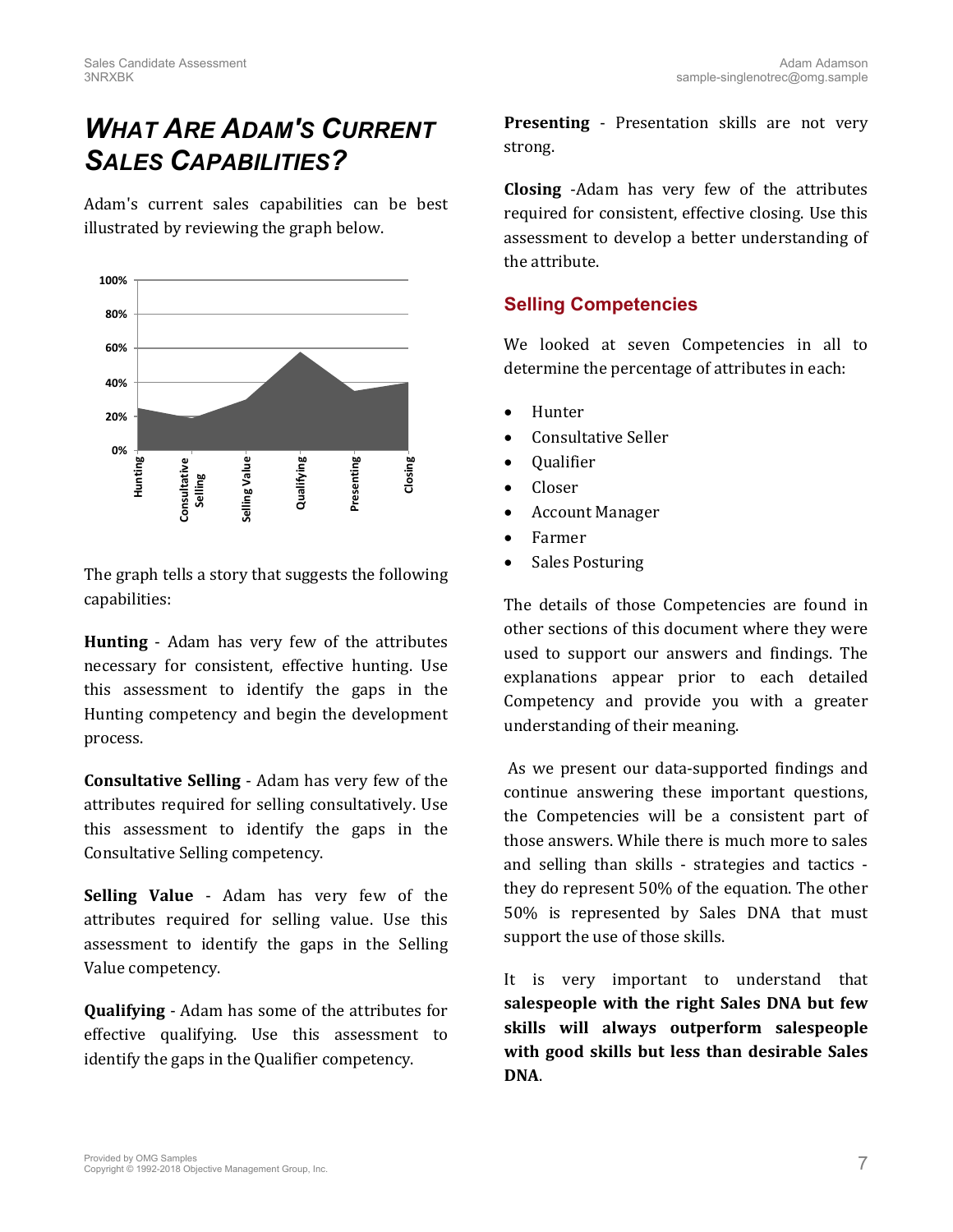# *What Are Adam's Current Sales Capabilities?*

Adam's current sales capabilities can be best illustrated by reviewing the graph below.

The graph tells a story that suggests the following capabilities:

**Hunting** - Adam has very few of the attributes necessary for consistent, effective hunting. Use this assessment to identify the gaps in the Hunting competency and begin the development process.

**Consultative Selling** - Adam has very few of the attributes required for selling consultatively. Use this assessment to identify the gaps in the Consultative Selling competency.

**Selling Value** - Adam has very few of the attributes required for selling value. Use this assessment to identify the gaps in the Selling Value competency.

**Qualifying** - Adam has some of the attributes for effective qualifying. Use this assessment to identify the gaps in the Qualifier competency.

**Presenting** - Presentation skills are not very strong.

**Closing** -Adam has very few of the attributes required for consistent, effective closing. Use this assessment to develop a better understanding of the attribute.

## Selling Competencies

We looked at seven Competencies in all to determine the percentage of attributes in each:

- Hunter
- Consultative Seller
- Qualifier
- Closer
- Account Manager
- Farmer
- Sales Posturing

The details of those Competencies are found in other sections of this document where they were used to support our answers and findings. The explanations appear prior to each detailed Competency and provide you with a greater understanding of their meaning.

As we present our data-supported findings and continue answering these important questions, the Competencies will be a consistent part of those answers. While there is much more to sales and selling than skills - strategies and tactics - they do represent 50% of the equation. The other 50% is represented by Sales DNA that must support the use of those skills.

It is very important to understand that **salespeople with the right Sales DNA but few skills will always outperform salespeople with good skills but less than desirable Sales DNA**.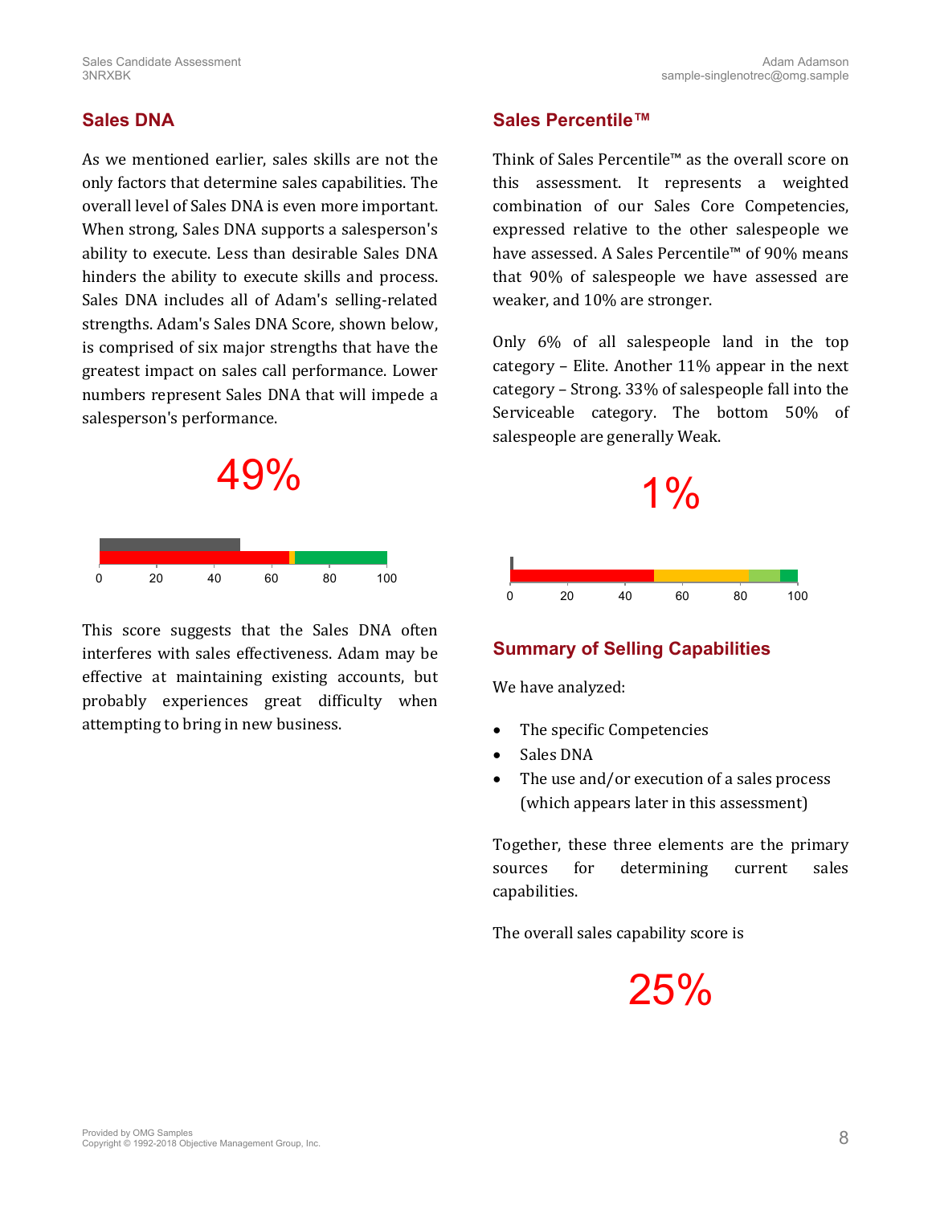## Sales DNA

As we mentioned earlier, sales skills are not the only factors that determine sales capabilities. The overall level of Sales DNA is even more important. When strong, Sales DNA supports a salesperson's ability to execute. Less than desirable Sales DNA hinders the ability to execute skills and process. Sales DNA includes all of Adam's selling-related strengths. Adam's Sales DNA Score, shown below, is comprised of six major strengths that have the greatest impact on sales call performance. Lower numbers represent Sales DNA that will impede a salesperson's performance.

49%

0 20 40 60 80 100

This score suggests that the Sales DNA often interferes with sales effectiveness. Adam may be effective at maintaining existing accounts, but probably experiences great difficulty when attempting to bring in new business.

## Sales Percentile™

Think of Sales Percentile™ as the overall score on this assessment. It represents a weighted combination of our Sales Core Competencies, expressed relative to the other salespeople we have assessed. A Sales Percentile™ of 90% means that 90% of salespeople we have assessed are weaker, and 10% are stronger.

Only 6% of all salespeople land in the top category – Elite. Another 11% appear in the next category – Strong. 33% of salespeople fall into the Serviceable category. The bottom 50% of salespeople are generally Weak.

1%

0 20 40 60 80 100

## Summary of Selling Capabilities

We have analyzed:

- The specific Competencies
- Sales DNA
- The use and/or execution of a sales process (which appears later in this assessment)

Together, these three elements are the primary sources for determining current sales capabilities.

The overall sales capability score is

25%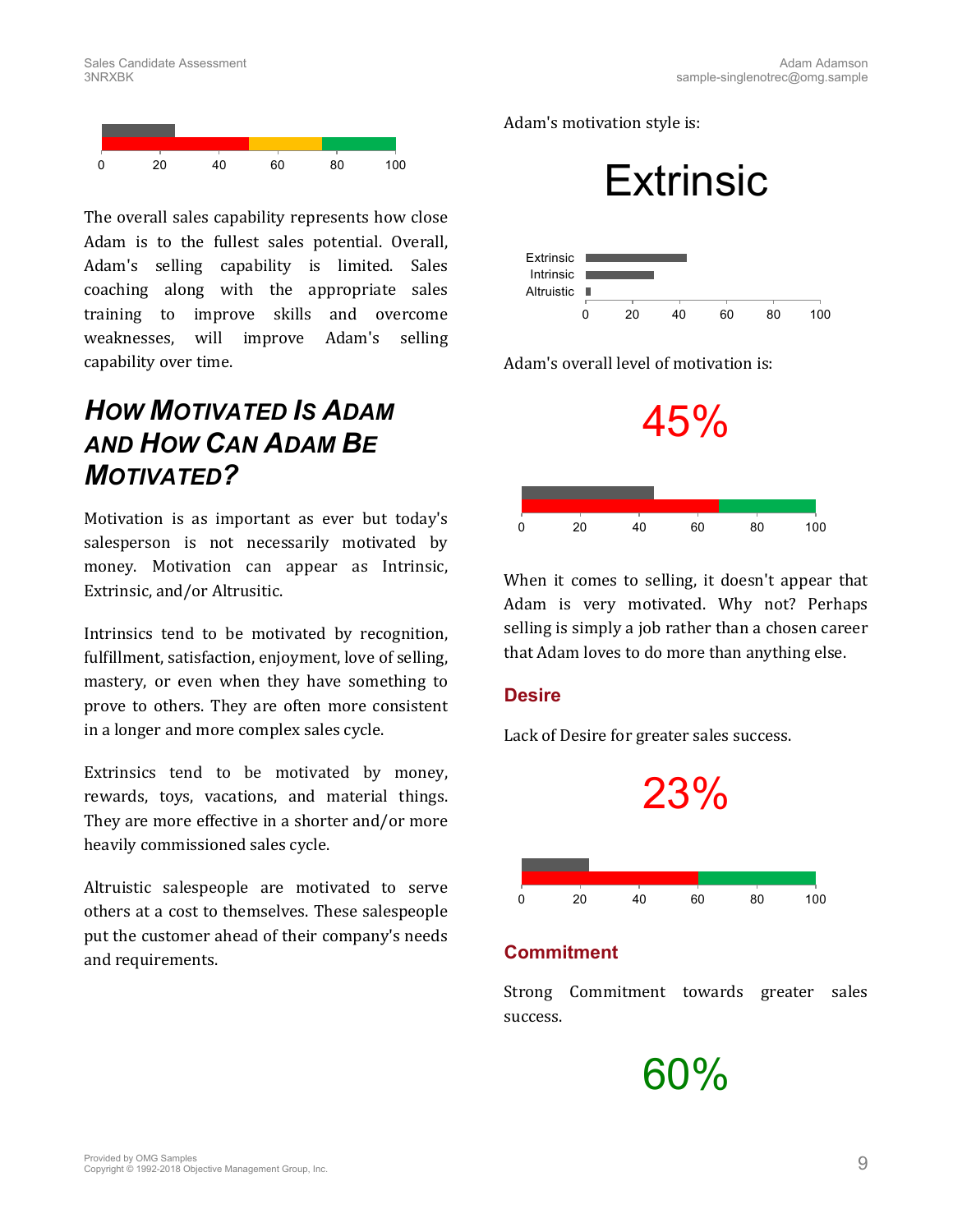The overall sales capability represents how close Adam is to the fullest sales potential. Overall, Adam's selling capability is limited. Sales coaching along with the appropriate sales training to improve skills and overcome weaknesses, will improve Adam's selling capability over time.

## How Motivated Is Adam and How Can Adam Be Motivated?

Motivation is as important as ever but today's salesperson is not necessarily motivated by money. Motivation can appear as Intrinsic, Extrinsic, and/or Altrusitic.

Intrinsics tend to be motivated by recognition, fulfillment, satisfaction, enjoyment, love of selling, mastery, or even when they have something to prove to others. They are often more consistent in a longer and more complex sales cycle.

Extrinsics tend to be motivated by money, rewards, toys, vacations, and material things. They are more effective in a shorter and/or more heavily commissioned sales cycle.

Altruistic salespeople are motivated to serve others at a cost to themselves. These salespeople put the customer ahead of their company's needs and requirements.

Adam's motivation style is:

# Extrinsic

Adam's overall level of motivation is:

**45%**

When it comes to selling, it doesn't appear that Adam is very motivated. Why not? Perhaps selling is simply a job rather than a chosen career that Adam loves to do more than anything else.

### Desire

Lack of Desire for greater sales success.

**23%**

### Commitment

Strong Commitment towards greater sales success.

**60%**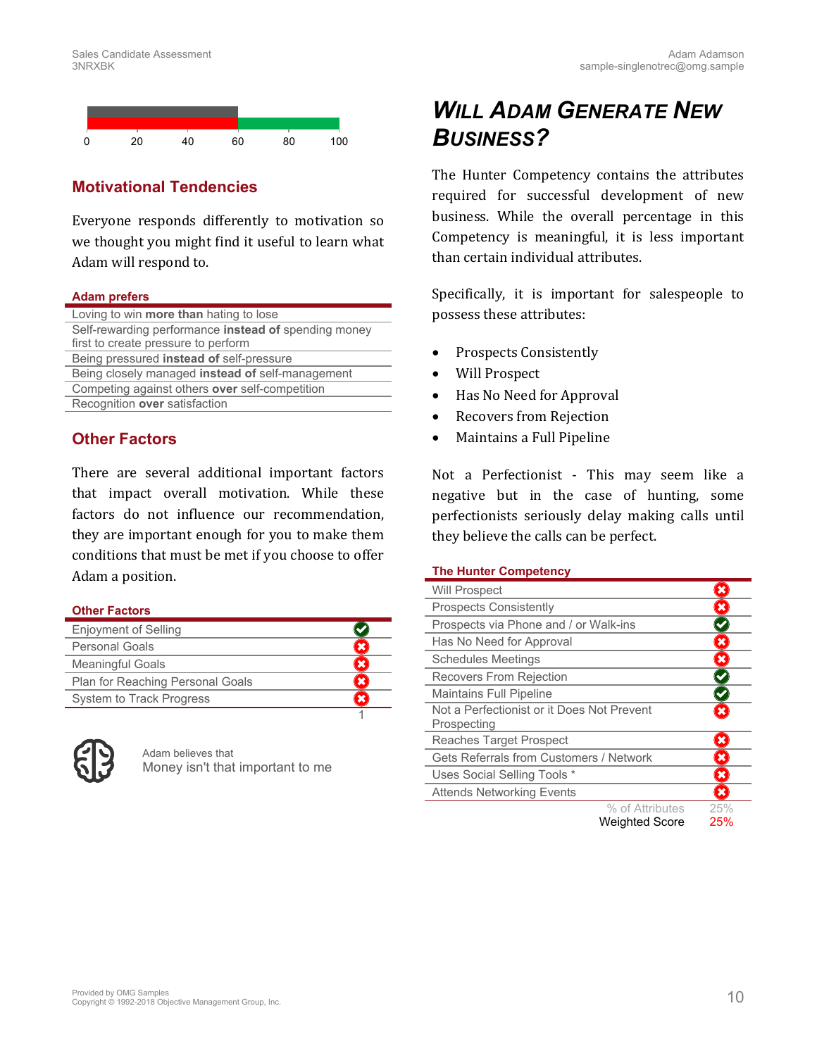## Motivational Tendencies

Everyone responds differently to motivation so we thought you might find it useful to learn what Adam will respond to.

| Adam prefers |
|---|
| Loving to win **more than** hating to lose |
| Self-rewarding performance **instead of** spending money first to create pressure to perform |
| Being pressured **instead of** self-pressure |
| Being closely managed **instead of** self-management |
| Competing against others **over** self-competition |
| Recognition **over** satisfaction |

## Other Factors

There are several additional important factors that impact overall motivation. While these factors do not influence our recommendation, they are important enough for you to make them conditions that must be met if you choose to offer Adam a position.

| Other Factors | |
|---|---|
| Enjoyment of Selling | ✔ |
| Personal Goals | ✖ |
| Meaningful Goals | ✖ |
| Plan for Reaching Personal Goals | ✖ |
| System to Track Progress | ✖ |
| | 1 |

Adam believes that
Money isn't that important to me

## *Will Adam Generate New Business?*

The Hunter Competency contains the attributes required for successful development of new business. While the overall percentage in this Competency is meaningful, it is less important than certain individual attributes.

Specifically, it is important for salespeople to possess these attributes:

- Prospects Consistently
- Will Prospect
- Has No Need for Approval
- Recovers from Rejection
- Maintains a Full Pipeline

Not a Perfectionist - This may seem like a negative but in the case of hunting, some perfectionists seriously delay making calls until they believe the calls can be perfect.

| The Hunter Competency | |
|---|---|
| Will Prospect | ✖ |
| Prospects Consistently | ✖ |
| Prospects via Phone and / or Walk-ins | ✔ |
| Has No Need for Approval | ✖ |
| Schedules Meetings | ✖ |
| Recovers From Rejection | ✔ |
| Maintains Full Pipeline | ✔ |
| Not a Perfectionist or it Does Not Prevent Prospecting | ✖ |
| Reaches Target Prospect | ✖ |
| Gets Referrals from Customers / Network | ✖ |
| Uses Social Selling Tools * | ✖ |
| Attends Networking Events | ✖ |
| % of Attributes | 25% |
| Weighted Score | 25% |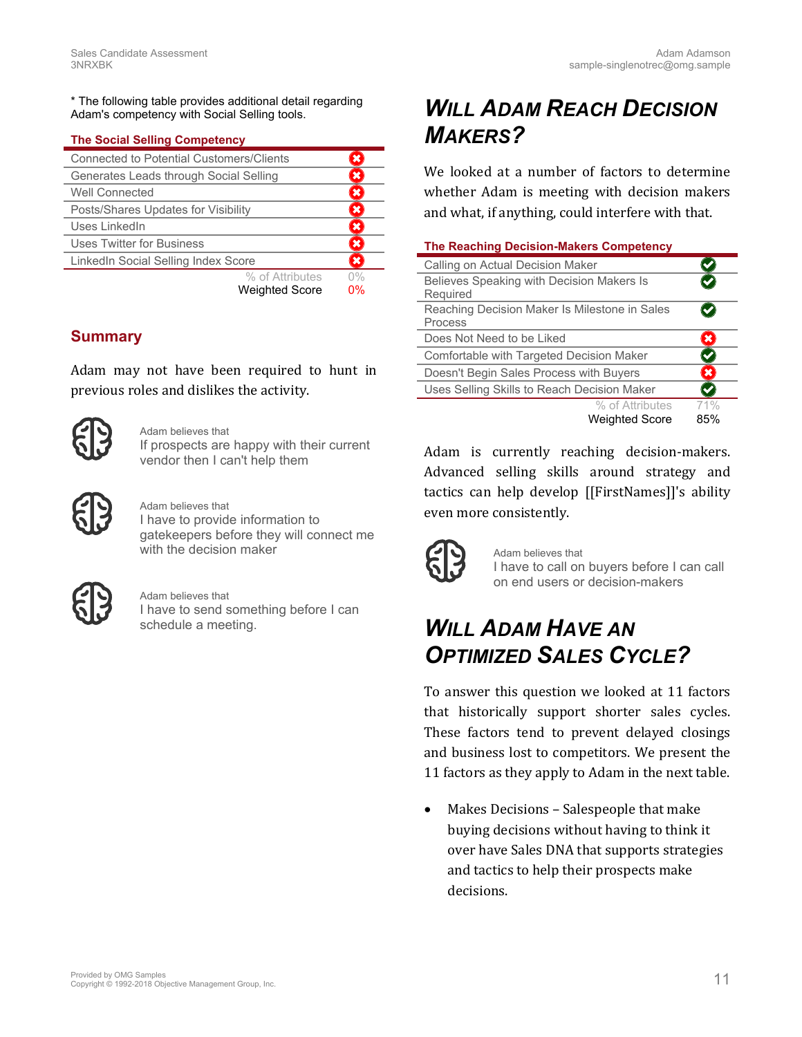* The following table provides additional detail regarding Adam's competency with Social Selling tools.

**The Social Selling Competency**

| | |
|---|---|
| Connected to Potential Customers/Clients | ✗ |
| Generates Leads through Social Selling | ✗ |
| Well Connected | ✗ |
| Posts/Shares Updates for Visibility | ✗ |
| Uses LinkedIn | ✗ |
| Uses Twitter for Business | ✗ |
| LinkedIn Social Selling Index Score | ✗ |
| % of Attributes | 0% |
| Weighted Score | 0% |

## Summary

Adam may not have been required to hunt in previous roles and dislikes the activity.

Adam believes that
If prospects are happy with their current vendor then I can't help them

Adam believes that
I have to provide information to gatekeepers before they will connect me with the decision maker

Adam believes that
I have to send something before I can schedule a meeting.

# Will Adam Reach Decision Makers?

We looked at a number of factors to determine whether Adam is meeting with decision makers and what, if anything, could interfere with that.

**The Reaching Decision-Makers Competency**

| | |
|---|---|
| Calling on Actual Decision Maker | ✓ |
| Believes Speaking with Decision Makers Is Required | ✓ |
| Reaching Decision Maker Is Milestone in Sales Process | ✓ |
| Does Not Need to be Liked | ✗ |
| Comfortable with Targeted Decision Maker | ✓ |
| Doesn't Begin Sales Process with Buyers | ✗ |
| Uses Selling Skills to Reach Decision Maker | ✓ |
| % of Attributes | 71% |
| Weighted Score | 85% |

Adam is currently reaching decision-makers. Advanced selling skills around strategy and tactics can help develop [[FirstNames]]'s ability even more consistently.

Adam believes that
I have to call on buyers before I can call on end users or decision-makers

# Will Adam Have an Optimized Sales Cycle?

To answer this question we looked at 11 factors that historically support shorter sales cycles. These factors tend to prevent delayed closings and business lost to competitors. We present the 11 factors as they apply to Adam in the next table.

- Makes Decisions – Salespeople that make buying decisions without having to think it over have Sales DNA that supports strategies and tactics to help their prospects make decisions.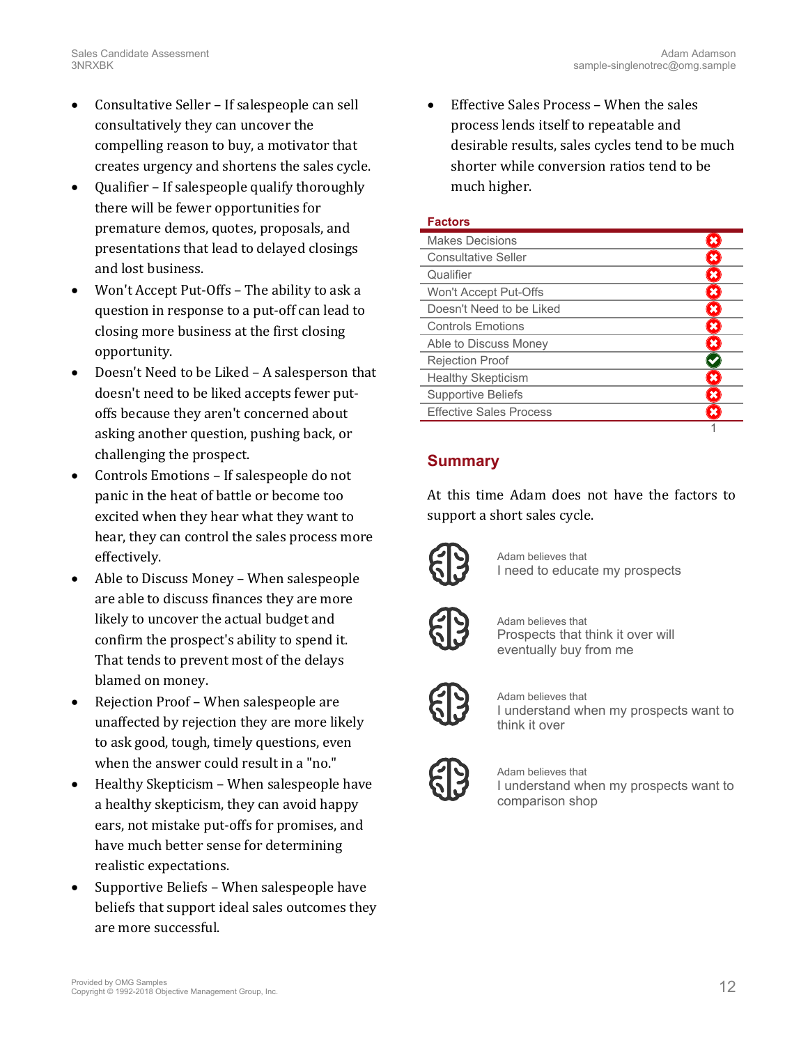- Consultative Seller – If salespeople can sell consultatively they can uncover the compelling reason to buy, a motivator that creates urgency and shortens the sales cycle.
- Qualifier – If salespeople qualify thoroughly there will be fewer opportunities for premature demos, quotes, proposals, and presentations that lead to delayed closings and lost business.
- Won't Accept Put-Offs – The ability to ask a question in response to a put-off can lead to closing more business at the first closing opportunity.
- Doesn't Need to be Liked – A salesperson that doesn't need to be liked accepts fewer put-offs because they aren't concerned about asking another question, pushing back, or challenging the prospect.
- Controls Emotions – If salespeople do not panic in the heat of battle or become too excited when they hear what they want to hear, they can control the sales process more effectively.
- Able to Discuss Money – When salespeople are able to discuss finances they are more likely to uncover the actual budget and confirm the prospect's ability to spend it. That tends to prevent most of the delays blamed on money.
- Rejection Proof – When salespeople are unaffected by rejection they are more likely to ask good, tough, timely questions, even when the answer could result in a "no."
- Healthy Skepticism – When salespeople have a healthy skepticism, they can avoid happy ears, not mistake put-offs for promises, and have much better sense for determining realistic expectations.
- Supportive Beliefs – When salespeople have beliefs that support ideal sales outcomes they are more successful.
- Effective Sales Process – When the sales process lends itself to repeatable and desirable results, sales cycles tend to be much shorter while conversion ratios tend to be much higher.

| Factors | |
|---|---|
| Makes Decisions | ✗ |
| Consultative Seller | ✗ |
| Qualifier | ✗ |
| Won't Accept Put-Offs | ✗ |
| Doesn't Need to be Liked | ✗ |
| Controls Emotions | ✗ |
| Able to Discuss Money | ✗ |
| Rejection Proof | ✓ |
| Healthy Skepticism | ✗ |
| Supportive Beliefs | ✗ |
| Effective Sales Process | ✗ |
| | 1 |

## Summary

At this time Adam does not have the factors to support a short sales cycle.

Adam believes that
I need to educate my prospects

Adam believes that
Prospects that think it over will eventually buy from me

Adam believes that
I understand when my prospects want to think it over

Adam believes that
I understand when my prospects want to comparison shop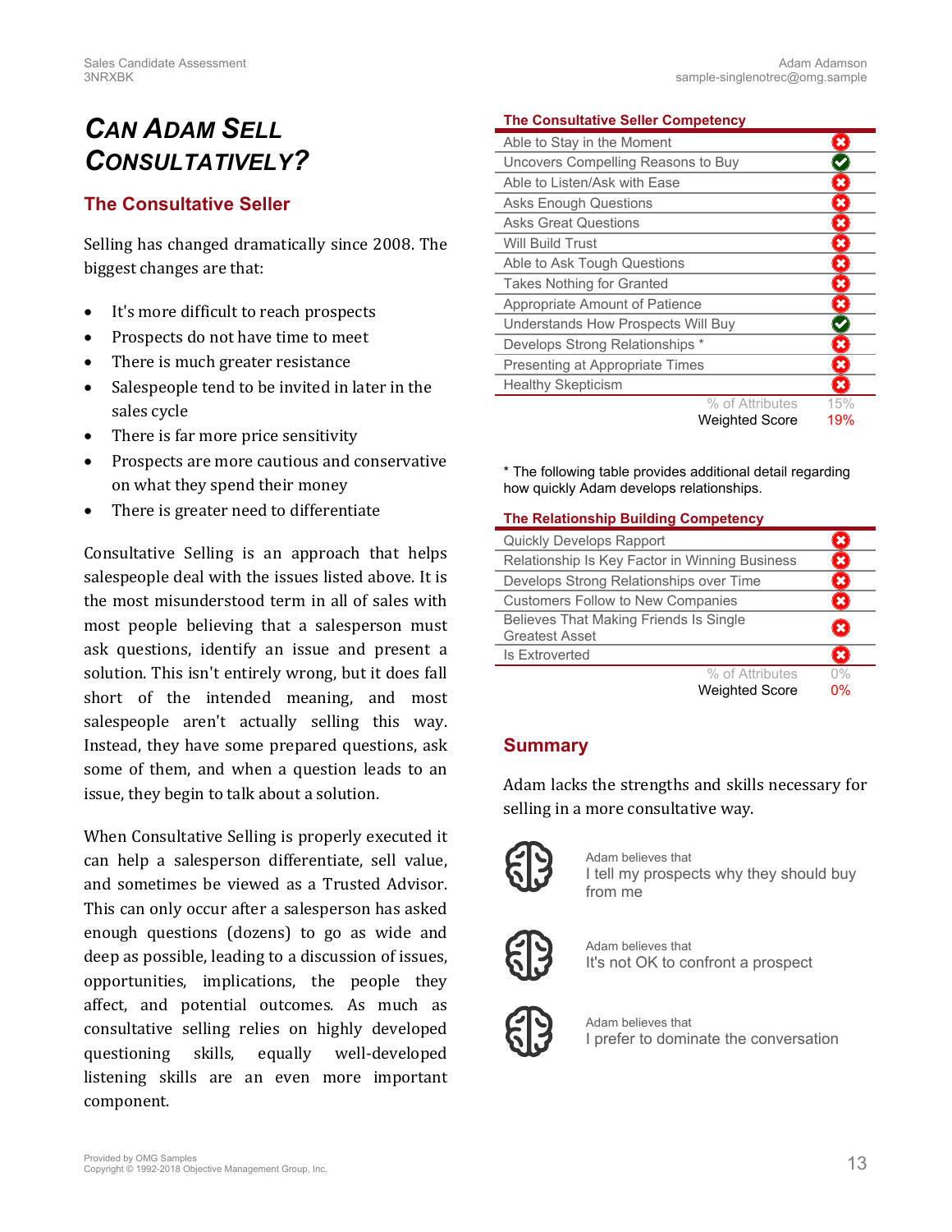# CAN ADAM SELL CONSULTATIVELY?

## The Consultative Seller

Selling has changed dramatically since 2008. The biggest changes are that:

- It's more difficult to reach prospects
- Prospects do not have time to meet
- There is much greater resistance
- Salespeople tend to be invited in later in the sales cycle
- There is far more price sensitivity
- Prospects are more cautious and conservative on what they spend their money
- There is greater need to differentiate

Consultative Selling is an approach that helps salespeople deal with the issues listed above. It is the most misunderstood term in all of sales with most people believing that a salesperson must ask questions, identify an issue and present a solution. This isn't entirely wrong, but it does fall short of the intended meaning, and most salespeople aren't actually selling this way. Instead, they have some prepared questions, ask some of them, and when a question leads to an issue, they begin to talk about a solution.

When Consultative Selling is properly executed it can help a salesperson differentiate, sell value, and sometimes be viewed as a Trusted Advisor. This can only occur after a salesperson has asked enough questions (dozens) to go as wide and deep as possible, leading to a discussion of issues, opportunities, implications, the people they affect, and potential outcomes. As much as consultative selling relies on highly developed questioning skills, equally well-developed listening skills are an even more important component.

| The Consultative Seller Competency | |
|---|---|
| Able to Stay in the Moment | ✗ |
| Uncovers Compelling Reasons to Buy | ✓ |
| Able to Listen/Ask with Ease | ✗ |
| Asks Enough Questions | ✗ |
| Asks Great Questions | ✗ |
| Will Build Trust | ✗ |
| Able to Ask Tough Questions | ✗ |
| Takes Nothing for Granted | ✗ |
| Appropriate Amount of Patience | ✗ |
| Understands How Prospects Will Buy | ✓ |
| Develops Strong Relationships * | ✗ |
| Presenting at Appropriate Times | ✗ |
| Healthy Skepticism | ✗ |
| % of Attributes | 15% |
| Weighted Score | 19% |

* The following table provides additional detail regarding how quickly Adam develops relationships.

| The Relationship Building Competency | |
|---|---|
| Quickly Develops Rapport | ✗ |
| Relationship Is Key Factor in Winning Business | ✗ |
| Develops Strong Relationships over Time | ✗ |
| Customers Follow to New Companies | ✗ |
| Believes That Making Friends Is Single Greatest Asset | ✗ |
| Is Extroverted | ✗ |
| % of Attributes | 0% |
| Weighted Score | 0% |

## Summary

Adam lacks the strengths and skills necessary for selling in a more consultative way.

Adam believes that
I tell my prospects why they should buy from me

Adam believes that
It's not OK to confront a prospect

Adam believes that
I prefer to dominate the conversation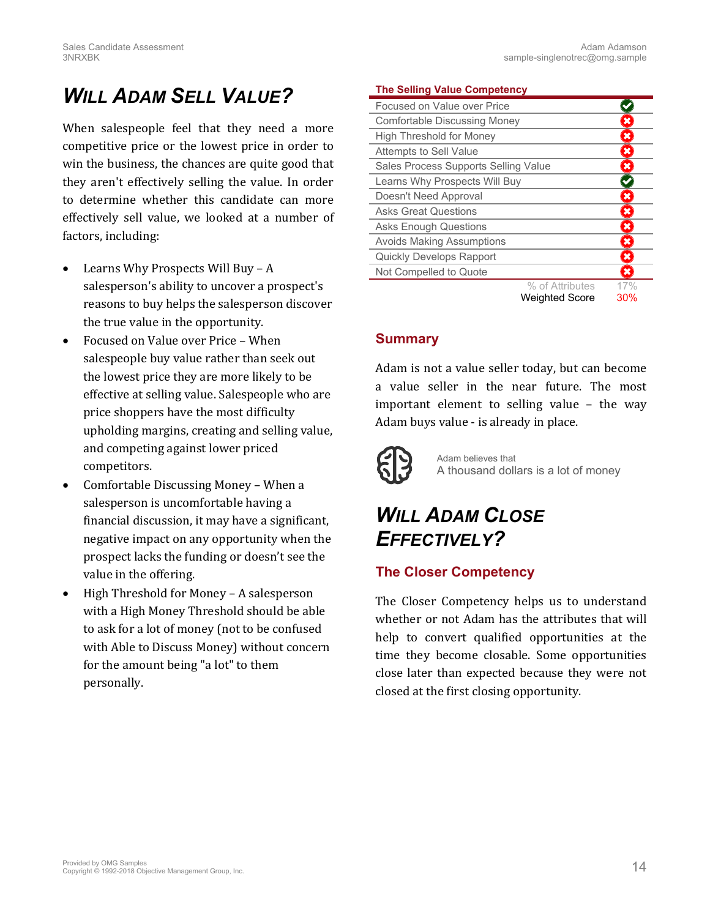# WILL ADAM SELL VALUE?

When salespeople feel that they need a more competitive price or the lowest price in order to win the business, the chances are quite good that they aren't effectively selling the value. In order to determine whether this candidate can more effectively sell value, we looked at a number of factors, including:

- Learns Why Prospects Will Buy – A salesperson's ability to uncover a prospect's reasons to buy helps the salesperson discover the true value in the opportunity.
- Focused on Value over Price – When salespeople buy value rather than seek out the lowest price they are more likely to be effective at selling value. Salespeople who are price shoppers have the most difficulty upholding margins, creating and selling value, and competing against lower priced competitors.
- Comfortable Discussing Money – When a salesperson is uncomfortable having a financial discussion, it may have a significant, negative impact on any opportunity when the prospect lacks the funding or doesn't see the value in the offering.
- High Threshold for Money – A salesperson with a High Money Threshold should be able to ask for a lot of money (not to be confused with Able to Discuss Money) without concern for the amount being "a lot" to them personally.

| The Selling Value Competency | |
|---|---|
| Focused on Value over Price | ✔ |
| Comfortable Discussing Money | ✘ |
| High Threshold for Money | ✘ |
| Attempts to Sell Value | ✘ |
| Sales Process Supports Selling Value | ✘ |
| Learns Why Prospects Will Buy | ✔ |
| Doesn't Need Approval | ✘ |
| Asks Great Questions | ✘ |
| Asks Enough Questions | ✘ |
| Avoids Making Assumptions | ✘ |
| Quickly Develops Rapport | ✘ |
| Not Compelled to Quote | ✘ |
| % of Attributes | 17% |
| Weighted Score | 30% |

### Summary

Adam is not a value seller today, but can become a value seller in the near future. The most important element to selling value – the way Adam buys value - is already in place.

Adam believes that
A thousand dollars is a lot of money

# WILL ADAM CLOSE EFFECTIVELY?

### The Closer Competency

The Closer Competency helps us to understand whether or not Adam has the attributes that will help to convert qualified opportunities at the time they become closable. Some opportunities close later than expected because they were not closed at the first closing opportunity.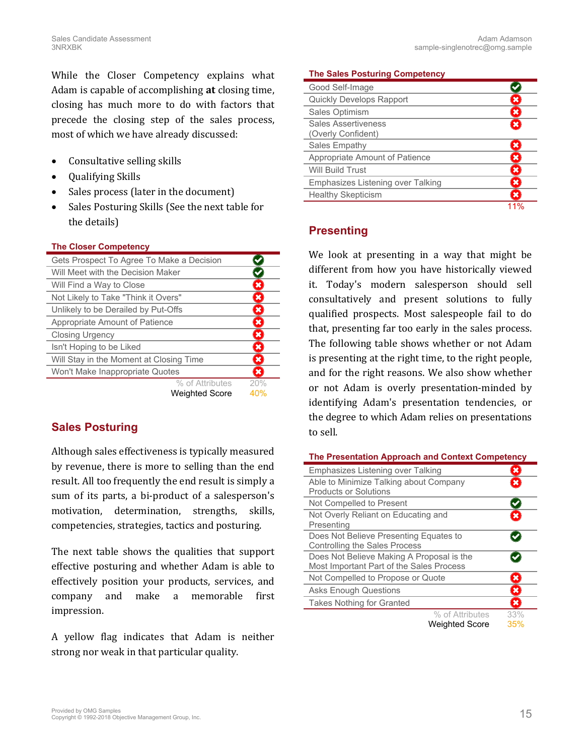While the Closer Competency explains what Adam is capable of accomplishing **at** closing time, closing has much more to do with factors that precede the closing step of the sales process, most of which we have already discussed:

- Consultative selling skills
- Qualifying Skills
- Sales process (later in the document)
- Sales Posturing Skills (See the next table for the details)

**The Closer Competency**

| Attribute | Result |
|---|---|
| Gets Prospect To Agree To Make a Decision | ✔ |
| Will Meet with the Decision Maker | ✔ |
| Will Find a Way to Close | ✖ |
| Not Likely to Take "Think it Overs" | ✖ |
| Unlikely to be Derailed by Put-Offs | ✖ |
| Appropriate Amount of Patience | ✖ |
| Closing Urgency | ✖ |
| Isn't Hoping to be Liked | ✖ |
| Will Stay in the Moment at Closing Time | ✖ |
| Won't Make Inappropriate Quotes | ✖ |
| % of Attributes | 20% |
| Weighted Score | 40% |

## Sales Posturing

Although sales effectiveness is typically measured by revenue, there is more to selling than the end result. All too frequently the end result is simply a sum of its parts, a bi-product of a salesperson's motivation, determination, strengths, skills, competencies, strategies, tactics and posturing.

The next table shows the qualities that support effective posturing and whether Adam is able to effectively position your products, services, and company and make a memorable first impression.

A yellow flag indicates that Adam is neither strong nor weak in that particular quality.

**The Sales Posturing Competency**

| Attribute | Result |
|---|---|
| Good Self-Image | ✔ |
| Quickly Develops Rapport | ✖ |
| Sales Optimism | ✖ |
| Sales Assertiveness (Overly Confident) | ✖ |
| Sales Empathy | ✖ |
| Appropriate Amount of Patience | ✖ |
| Will Build Trust | ✖ |
| Emphasizes Listening over Talking | ✖ |
| Healthy Skepticism | ✖ |
| | 11% |

## Presenting

We look at presenting in a way that might be different from how you have historically viewed it. Today's modern salesperson should sell consultatively and present solutions to fully qualified prospects. Most salespeople fail to do that, presenting far too early in the sales process. The following table shows whether or not Adam is presenting at the right time, to the right people, and for the right reasons. We also show whether or not Adam is overly presentation-minded by identifying Adam's presentation tendencies, or the degree to which Adam relies on presentations to sell.

**The Presentation Approach and Context Competency**

| Attribute | Result |
|---|---|
| Emphasizes Listening over Talking | ✖ |
| Able to Minimize Talking about Company Products or Solutions | ✖ |
| Not Compelled to Present | ✔ |
| Not Overly Reliant on Educating and Presenting | ✖ |
| Does Not Believe Presenting Equates to Controlling the Sales Process | ✔ |
| Does Not Believe Making A Proposal is the Most Important Part of the Sales Process | ✔ |
| Not Compelled to Propose or Quote | ✖ |
| Asks Enough Questions | ✖ |
| Takes Nothing for Granted | ✖ |
| % of Attributes | 33% |
| Weighted Score | 35% |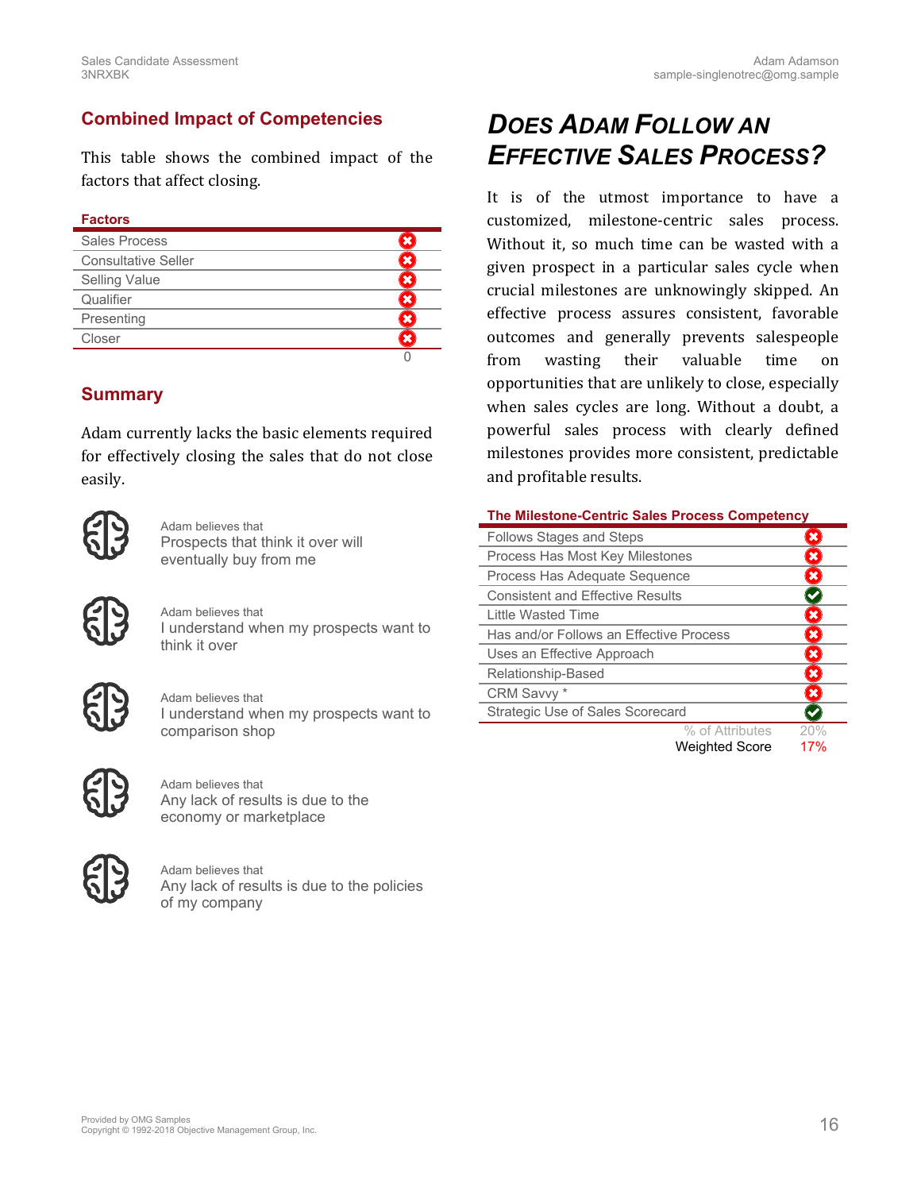## Combined Impact of Competencies

This table shows the combined impact of the factors that affect closing.

| Factors | |
|---|---|
| Sales Process | ✗ |
| Consultative Seller | ✗ |
| Selling Value | ✗ |
| Qualifier | ✗ |
| Presenting | ✗ |
| Closer | ✗ |
| | 0 |

## Summary

Adam currently lacks the basic elements required for effectively closing the sales that do not close easily.

Adam believes that
Prospects that think it over will eventually buy from me

Adam believes that
I understand when my prospects want to think it over

Adam believes that
I understand when my prospects want to comparison shop

Adam believes that
Any lack of results is due to the economy or marketplace

Adam believes that
Any lack of results is due to the policies of my company

## *DOES ADAM FOLLOW AN EFFECTIVE SALES PROCESS?*

It is of the utmost importance to have a customized, milestone-centric sales process. Without it, so much time can be wasted with a given prospect in a particular sales cycle when crucial milestones are unknowingly skipped. An effective process assures consistent, favorable outcomes and generally prevents salespeople from wasting their valuable time on opportunities that are unlikely to close, especially when sales cycles are long. Without a doubt, a powerful sales process with clearly defined milestones provides more consistent, predictable and profitable results.

| The Milestone-Centric Sales Process Competency | |
|---|---|
| Follows Stages and Steps | ✗ |
| Process Has Most Key Milestones | ✗ |
| Process Has Adequate Sequence | ✗ |
| Consistent and Effective Results | ✓ |
| Little Wasted Time | ✗ |
| Has and/or Follows an Effective Process | ✗ |
| Uses an Effective Approach | ✗ |
| Relationship-Based | ✗ |
| CRM Savvy * | ✗ |
| Strategic Use of Sales Scorecard | ✓ |
| % of Attributes | 20% |
| Weighted Score | 17% |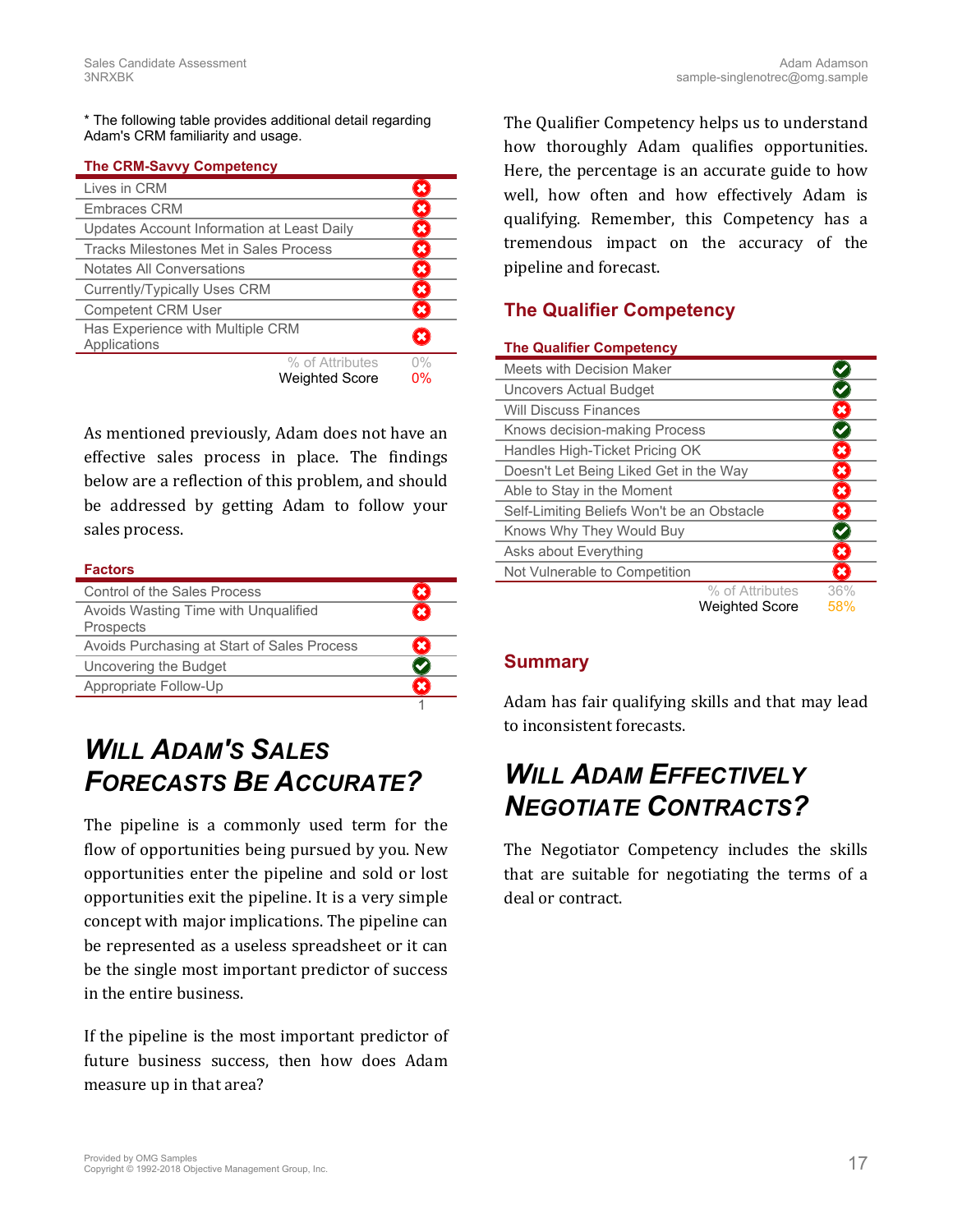* The following table provides additional detail regarding Adam's CRM familiarity and usage.

| The CRM-Savvy Competency | |
|---|---|
| Lives in CRM | ✗ |
| Embraces CRM | ✗ |
| Updates Account Information at Least Daily | ✗ |
| Tracks Milestones Met in Sales Process | ✗ |
| Notates All Conversations | ✗ |
| Currently/Typically Uses CRM | ✗ |
| Competent CRM User | ✗ |
| Has Experience with Multiple CRM Applications | ✗ |
| % of Attributes | 0% |
| Weighted Score | 0% |

As mentioned previously, Adam does not have an effective sales process in place. The findings below are a reflection of this problem, and should be addressed by getting Adam to follow your sales process.

| Factors | |
|---|---|
| Control of the Sales Process | ✗ |
| Avoids Wasting Time with Unqualified Prospects | ✗ |
| Avoids Purchasing at Start of Sales Process | ✗ |
| Uncovering the Budget | ✓ |
| Appropriate Follow-Up | ✗ |
| | 1 |

# Will Adam's Sales Forecasts Be Accurate?

The pipeline is a commonly used term for the flow of opportunities being pursued by you. New opportunities enter the pipeline and sold or lost opportunities exit the pipeline. It is a very simple concept with major implications. The pipeline can be represented as a useless spreadsheet or it can be the single most important predictor of success in the entire business.

If the pipeline is the most important predictor of future business success, then how does Adam measure up in that area?

The Qualifier Competency helps us to understand how thoroughly Adam qualifies opportunities. Here, the percentage is an accurate guide to how well, how often and how effectively Adam is qualifying. Remember, this Competency has a tremendous impact on the accuracy of the pipeline and forecast.

## The Qualifier Competency

| The Qualifier Competency | |
|---|---|
| Meets with Decision Maker | ✓ |
| Uncovers Actual Budget | ✓ |
| Will Discuss Finances | ✗ |
| Knows decision-making Process | ✓ |
| Handles High-Ticket Pricing OK | ✗ |
| Doesn't Let Being Liked Get in the Way | ✗ |
| Able to Stay in the Moment | ✗ |
| Self-Limiting Beliefs Won't be an Obstacle | ✗ |
| Knows Why They Would Buy | ✓ |
| Asks about Everything | ✗ |
| Not Vulnerable to Competition | ✗ |
| % of Attributes | 36% |
| Weighted Score | 58% |

## Summary

Adam has fair qualifying skills and that may lead to inconsistent forecasts.

# Will Adam Effectively Negotiate Contracts?

The Negotiator Competency includes the skills that are suitable for negotiating the terms of a deal or contract.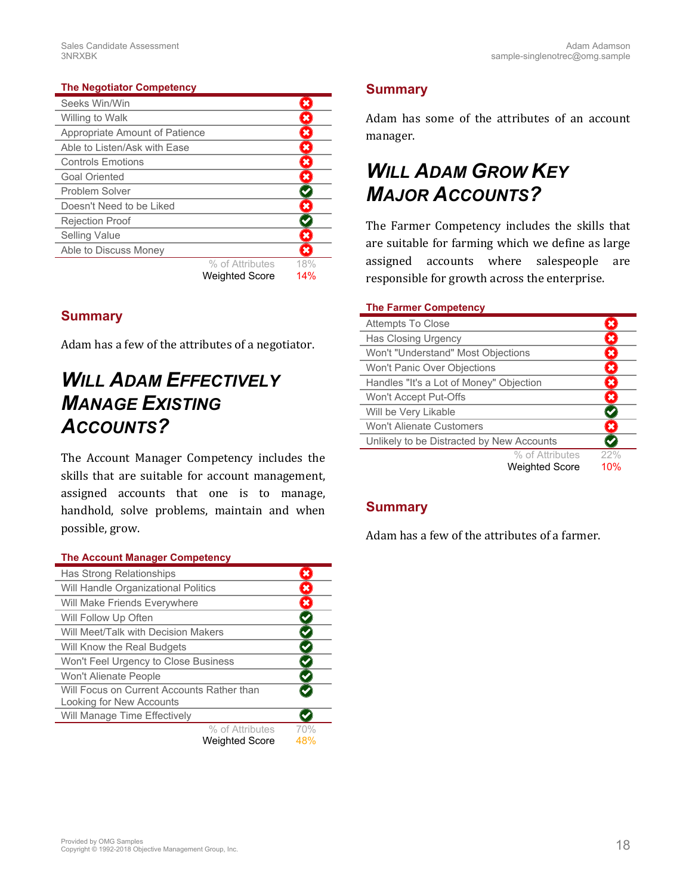### The Negotiator Competency

| | |
|---|---|
| Seeks Win/Win | ✗ |
| Willing to Walk | ✗ |
| Appropriate Amount of Patience | ✗ |
| Able to Listen/Ask with Ease | ✗ |
| Controls Emotions | ✗ |
| Goal Oriented | ✗ |
| Problem Solver | ✓ |
| Doesn't Need to be Liked | ✗ |
| Rejection Proof | ✓ |
| Selling Value | ✗ |
| Able to Discuss Money | ✗ |
| % of Attributes | 18% |
| Weighted Score | 14% |

## Summary

Adam has a few of the attributes of a negotiator.

# *Will Adam Effectively Manage Existing Accounts?*

The Account Manager Competency includes the skills that are suitable for account management, assigned accounts that one is to manage, handhold, solve problems, maintain and when possible, grow.

### The Account Manager Competency

| | |
|---|---|
| Has Strong Relationships | ✗ |
| Will Handle Organizational Politics | ✗ |
| Will Make Friends Everywhere | ✗ |
| Will Follow Up Often | ✓ |
| Will Meet/Talk with Decision Makers | ✓ |
| Will Know the Real Budgets | ✓ |
| Won't Feel Urgency to Close Business | ✓ |
| Won't Alienate People | ✓ |
| Will Focus on Current Accounts Rather than Looking for New Accounts | ✓ |
| Will Manage Time Effectively | ✓ |
| % of Attributes | 70% |
| Weighted Score | 48% |

## Summary

Adam has some of the attributes of an account manager.

# *Will Adam Grow Key Major Accounts?*

The Farmer Competency includes the skills that are suitable for farming which we define as large assigned accounts where salespeople are responsible for growth across the enterprise.

### The Farmer Competency

| | |
|---|---|
| Attempts To Close | ✗ |
| Has Closing Urgency | ✗ |
| Won't "Understand" Most Objections | ✗ |
| Won't Panic Over Objections | ✗ |
| Handles "It's a Lot of Money" Objection | ✗ |
| Won't Accept Put-Offs | ✗ |
| Will be Very Likable | ✓ |
| Won't Alienate Customers | ✗ |
| Unlikely to be Distracted by New Accounts | ✓ |
| % of Attributes | 22% |
| Weighted Score | 10% |

## Summary

Adam has a few of the attributes of a farmer.